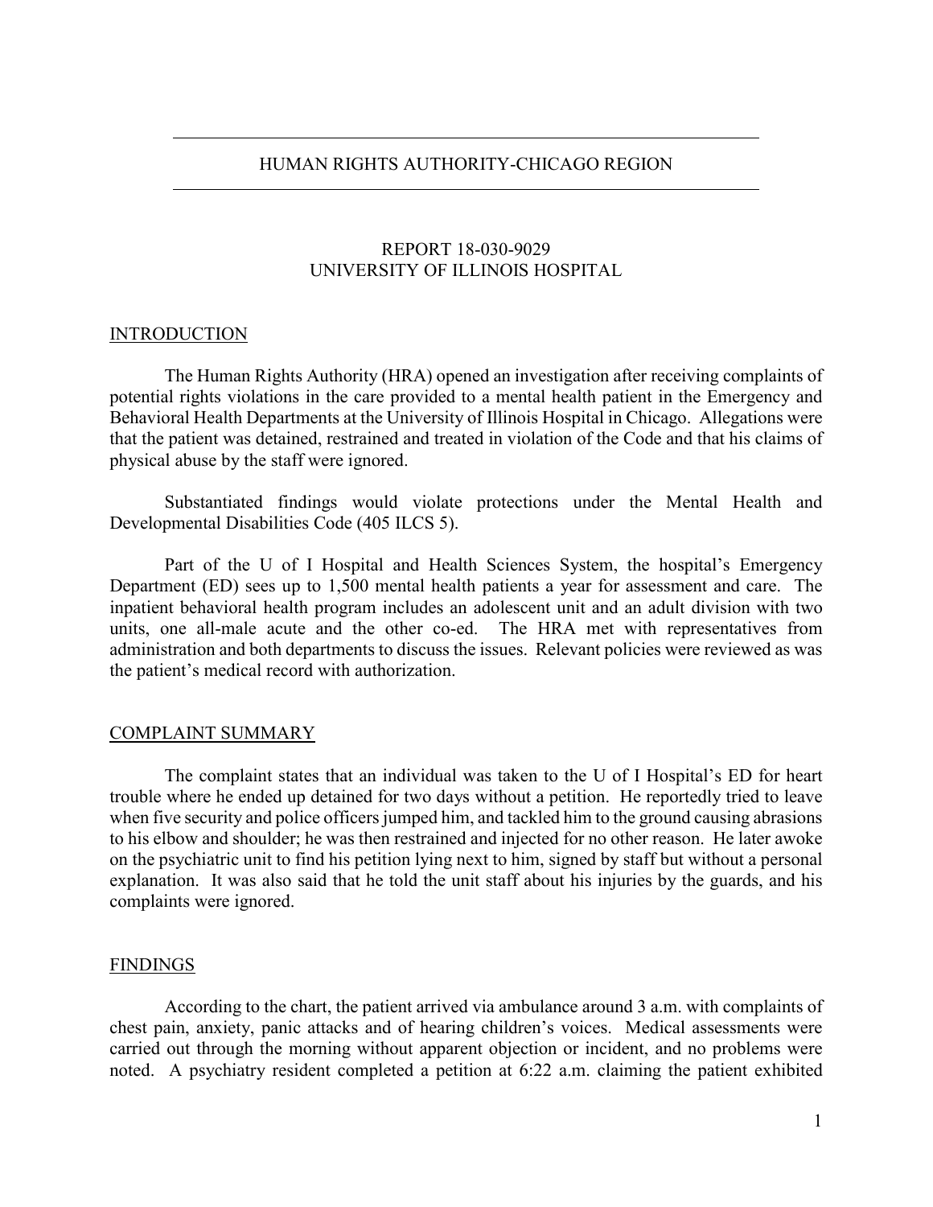# HUMAN RIGHTS AUTHORITY-CHICAGO REGION

## REPORT 18-030-9029
## UNIVERSITY OF ILLINOIS HOSPITAL

### INTRODUCTION

The Human Rights Authority (HRA) opened an investigation after receiving complaints of potential rights violations in the care provided to a mental health patient in the Emergency and Behavioral Health Departments at the University of Illinois Hospital in Chicago. Allegations were that the patient was detained, restrained and treated in violation of the Code and that his claims of physical abuse by the staff were ignored.

Substantiated findings would violate protections under the Mental Health and Developmental Disabilities Code (405 ILCS 5).

Part of the U of I Hospital and Health Sciences System, the hospital's Emergency Department (ED) sees up to 1,500 mental health patients a year for assessment and care. The inpatient behavioral health program includes an adolescent unit and an adult division with two units, one all-male acute and the other co-ed. The HRA met with representatives from administration and both departments to discuss the issues. Relevant policies were reviewed as was the patient's medical record with authorization.

### COMPLAINT SUMMARY

The complaint states that an individual was taken to the U of I Hospital's ED for heart trouble where he ended up detained for two days without a petition. He reportedly tried to leave when five security and police officers jumped him, and tackled him to the ground causing abrasions to his elbow and shoulder; he was then restrained and injected for no other reason. He later awoke on the psychiatric unit to find his petition lying next to him, signed by staff but without a personal explanation. It was also said that he told the unit staff about his injuries by the guards, and his complaints were ignored.

### FINDINGS

According to the chart, the patient arrived via ambulance around 3 a.m. with complaints of chest pain, anxiety, panic attacks and of hearing children's voices. Medical assessments were carried out through the morning without apparent objection or incident, and no problems were noted. A psychiatry resident completed a petition at 6:22 a.m. claiming the patient exhibited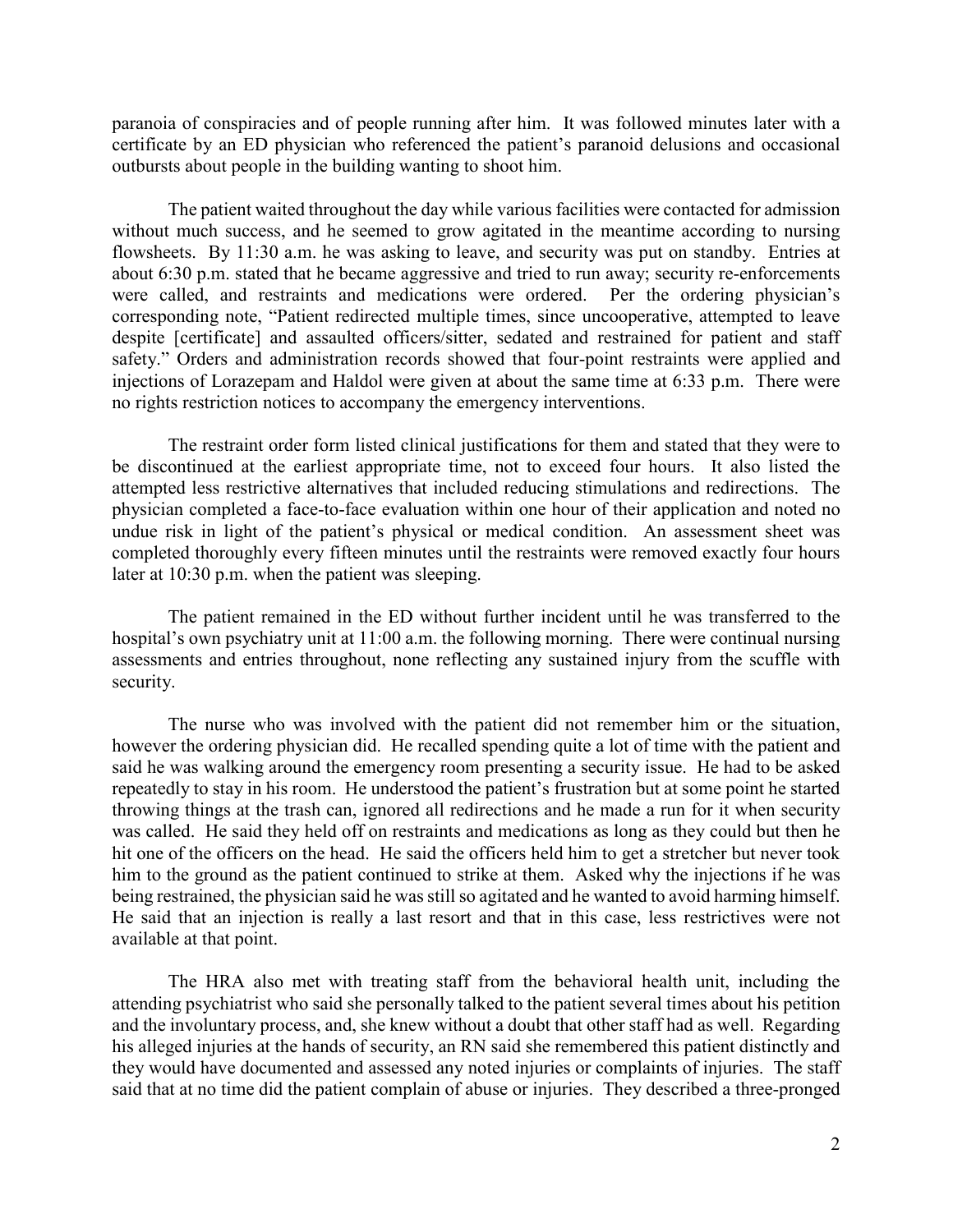paranoia of conspiracies and of people running after him. It was followed minutes later with a certificate by an ED physician who referenced the patient's paranoid delusions and occasional outbursts about people in the building wanting to shoot him.

The patient waited throughout the day while various facilities were contacted for admission without much success, and he seemed to grow agitated in the meantime according to nursing flowsheets. By 11:30 a.m. he was asking to leave, and security was put on standby. Entries at about 6:30 p.m. stated that he became aggressive and tried to run away; security re-enforcements were called, and restraints and medications were ordered. Per the ordering physician's corresponding note, "Patient redirected multiple times, since uncooperative, attempted to leave despite [certificate] and assaulted officers/sitter, sedated and restrained for patient and staff safety." Orders and administration records showed that four-point restraints were applied and injections of Lorazepam and Haldol were given at about the same time at 6:33 p.m. There were no rights restriction notices to accompany the emergency interventions.

The restraint order form listed clinical justifications for them and stated that they were to be discontinued at the earliest appropriate time, not to exceed four hours. It also listed the attempted less restrictive alternatives that included reducing stimulations and redirections. The physician completed a face-to-face evaluation within one hour of their application and noted no undue risk in light of the patient's physical or medical condition. An assessment sheet was completed thoroughly every fifteen minutes until the restraints were removed exactly four hours later at 10:30 p.m. when the patient was sleeping.

The patient remained in the ED without further incident until he was transferred to the hospital's own psychiatry unit at 11:00 a.m. the following morning. There were continual nursing assessments and entries throughout, none reflecting any sustained injury from the scuffle with security.

The nurse who was involved with the patient did not remember him or the situation, however the ordering physician did. He recalled spending quite a lot of time with the patient and said he was walking around the emergency room presenting a security issue. He had to be asked repeatedly to stay in his room. He understood the patient's frustration but at some point he started throwing things at the trash can, ignored all redirections and he made a run for it when security was called. He said they held off on restraints and medications as long as they could but then he hit one of the officers on the head. He said the officers held him to get a stretcher but never took him to the ground as the patient continued to strike at them. Asked why the injections if he was being restrained, the physician said he was still so agitated and he wanted to avoid harming himself. He said that an injection is really a last resort and that in this case, less restrictives were not available at that point.

The HRA also met with treating staff from the behavioral health unit, including the attending psychiatrist who said she personally talked to the patient several times about his petition and the involuntary process, and, she knew without a doubt that other staff had as well. Regarding his alleged injuries at the hands of security, an RN said she remembered this patient distinctly and they would have documented and assessed any noted injuries or complaints of injuries. The staff said that at no time did the patient complain of abuse or injuries. They described a three-pronged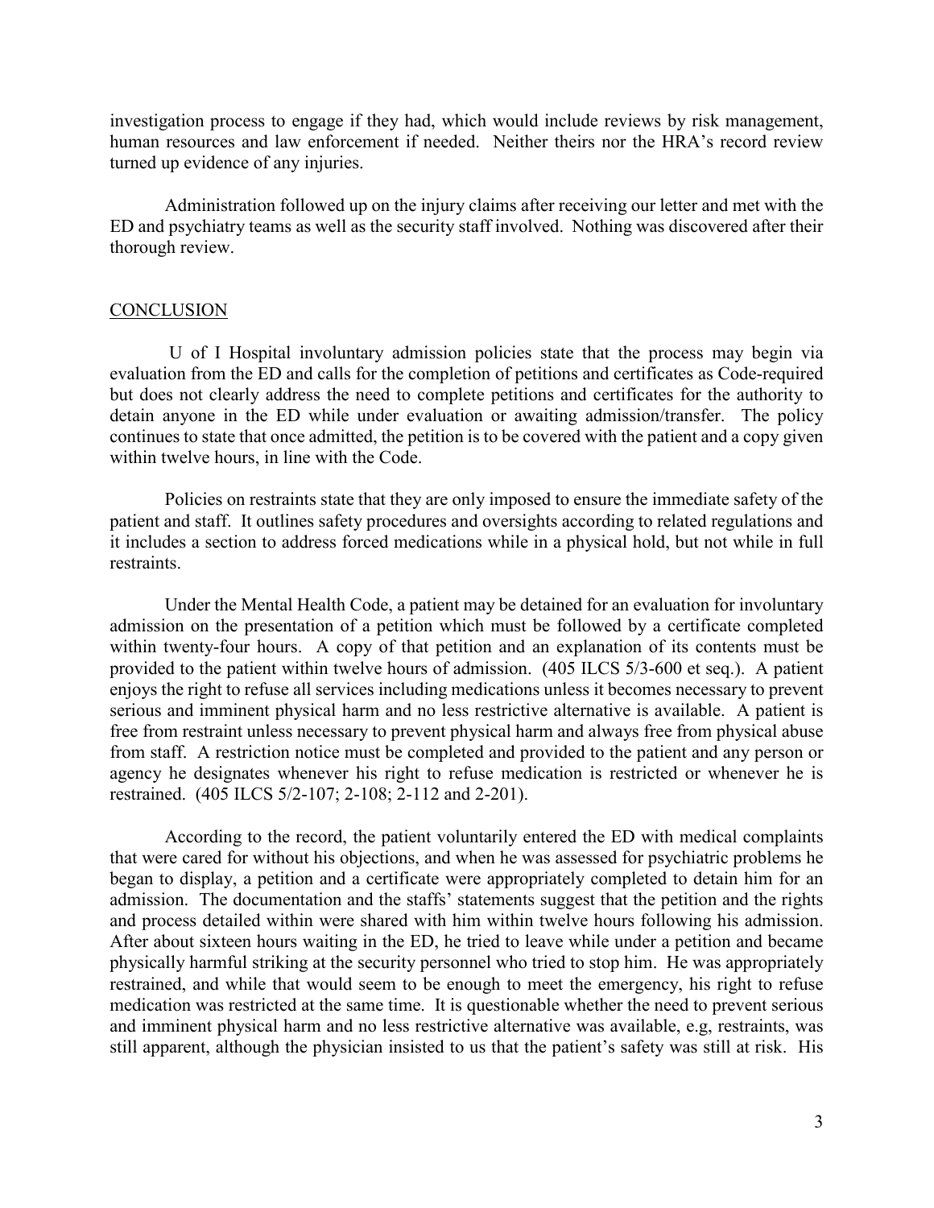investigation process to engage if they had, which would include reviews by risk management, human resources and law enforcement if needed. Neither theirs nor the HRA's record review turned up evidence of any injuries.

Administration followed up on the injury claims after receiving our letter and met with the ED and psychiatry teams as well as the security staff involved. Nothing was discovered after their thorough review.

## CONCLUSION

U of I Hospital involuntary admission policies state that the process may begin via evaluation from the ED and calls for the completion of petitions and certificates as Code-required but does not clearly address the need to complete petitions and certificates for the authority to detain anyone in the ED while under evaluation or awaiting admission/transfer. The policy continues to state that once admitted, the petition is to be covered with the patient and a copy given within twelve hours, in line with the Code.

Policies on restraints state that they are only imposed to ensure the immediate safety of the patient and staff. It outlines safety procedures and oversights according to related regulations and it includes a section to address forced medications while in a physical hold, but not while in full restraints.

Under the Mental Health Code, a patient may be detained for an evaluation for involuntary admission on the presentation of a petition which must be followed by a certificate completed within twenty-four hours. A copy of that petition and an explanation of its contents must be provided to the patient within twelve hours of admission. (405 ILCS 5/3-600 et seq.). A patient enjoys the right to refuse all services including medications unless it becomes necessary to prevent serious and imminent physical harm and no less restrictive alternative is available. A patient is free from restraint unless necessary to prevent physical harm and always free from physical abuse from staff. A restriction notice must be completed and provided to the patient and any person or agency he designates whenever his right to refuse medication is restricted or whenever he is restrained. (405 ILCS 5/2-107; 2-108; 2-112 and 2-201).

According to the record, the patient voluntarily entered the ED with medical complaints that were cared for without his objections, and when he was assessed for psychiatric problems he began to display, a petition and a certificate were appropriately completed to detain him for an admission. The documentation and the staffs' statements suggest that the petition and the rights and process detailed within were shared with him within twelve hours following his admission. After about sixteen hours waiting in the ED, he tried to leave while under a petition and became physically harmful striking at the security personnel who tried to stop him. He was appropriately restrained, and while that would seem to be enough to meet the emergency, his right to refuse medication was restricted at the same time. It is questionable whether the need to prevent serious and imminent physical harm and no less restrictive alternative was available, e.g, restraints, was still apparent, although the physician insisted to us that the patient's safety was still at risk. His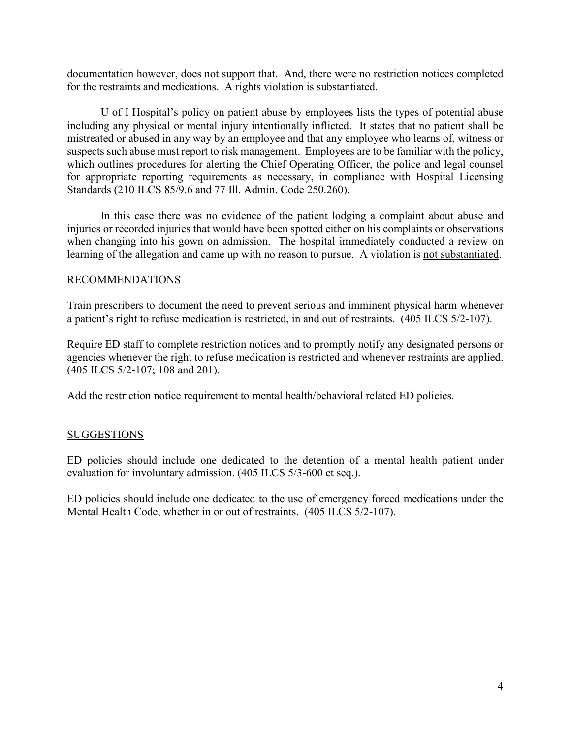documentation however, does not support that. And, there were no restriction notices completed for the restraints and medications. A rights violation is substantiated.

U of I Hospital's policy on patient abuse by employees lists the types of potential abuse including any physical or mental injury intentionally inflicted. It states that no patient shall be mistreated or abused in any way by an employee and that any employee who learns of, witness or suspects such abuse must report to risk management. Employees are to be familiar with the policy, which outlines procedures for alerting the Chief Operating Officer, the police and legal counsel for appropriate reporting requirements as necessary, in compliance with Hospital Licensing Standards (210 ILCS 85/9.6 and 77 Ill. Admin. Code 250.260).

In this case there was no evidence of the patient lodging a complaint about abuse and injuries or recorded injuries that would have been spotted either on his complaints or observations when changing into his gown on admission. The hospital immediately conducted a review on learning of the allegation and came up with no reason to pursue. A violation is not substantiated.

## RECOMMENDATIONS

Train prescribers to document the need to prevent serious and imminent physical harm whenever a patient's right to refuse medication is restricted, in and out of restraints. (405 ILCS 5/2-107).

Require ED staff to complete restriction notices and to promptly notify any designated persons or agencies whenever the right to refuse medication is restricted and whenever restraints are applied. (405 ILCS 5/2-107; 108 and 201).

Add the restriction notice requirement to mental health/behavioral related ED policies.

## SUGGESTIONS

ED policies should include one dedicated to the detention of a mental health patient under evaluation for involuntary admission. (405 ILCS 5/3-600 et seq.).

ED policies should include one dedicated to the use of emergency forced medications under the Mental Health Code, whether in or out of restraints. (405 ILCS 5/2-107).